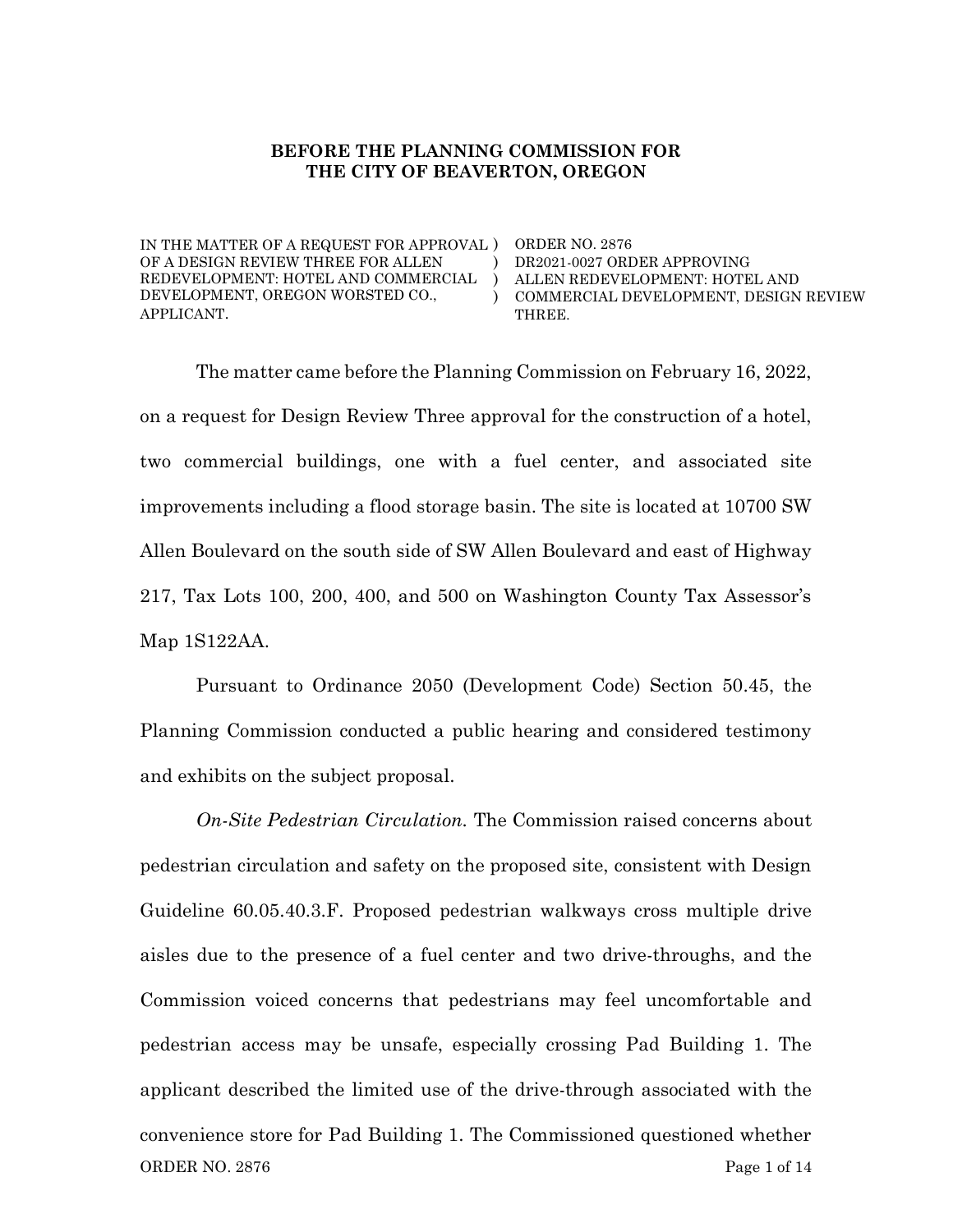**BEFORE THE PLANNING COMMISSION FOR**
**THE CITY OF BEAVERTON, OREGON**

| | |
|---|---|
| IN THE MATTER OF A REQUEST FOR APPROVAL OF A DESIGN REVIEW THREE FOR ALLEN REDEVELOPMENT: HOTEL AND COMMERCIAL DEVELOPMENT, OREGON WORSTED CO., APPLICANT. | ORDER NO. 2876 DR2021-0027 ORDER APPROVING ALLEN REDEVELOPMENT: HOTEL AND COMMERCIAL DEVELOPMENT, DESIGN REVIEW THREE. |

The matter came before the Planning Commission on February 16, 2022, on a request for Design Review Three approval for the construction of a hotel, two commercial buildings, one with a fuel center, and associated site improvements including a flood storage basin. The site is located at 10700 SW Allen Boulevard on the south side of SW Allen Boulevard and east of Highway 217, Tax Lots 100, 200, 400, and 500 on Washington County Tax Assessor's Map 1S122AA.

Pursuant to Ordinance 2050 (Development Code) Section 50.45, the Planning Commission conducted a public hearing and considered testimony and exhibits on the subject proposal.

*On-Site Pedestrian Circulation.* The Commission raised concerns about pedestrian circulation and safety on the proposed site, consistent with Design Guideline 60.05.40.3.F. Proposed pedestrian walkways cross multiple drive aisles due to the presence of a fuel center and two drive-throughs, and the Commission voiced concerns that pedestrians may feel uncomfortable and pedestrian access may be unsafe, especially crossing Pad Building 1. The applicant described the limited use of the drive-through associated with the convenience store for Pad Building 1. The Commissioned questioned whether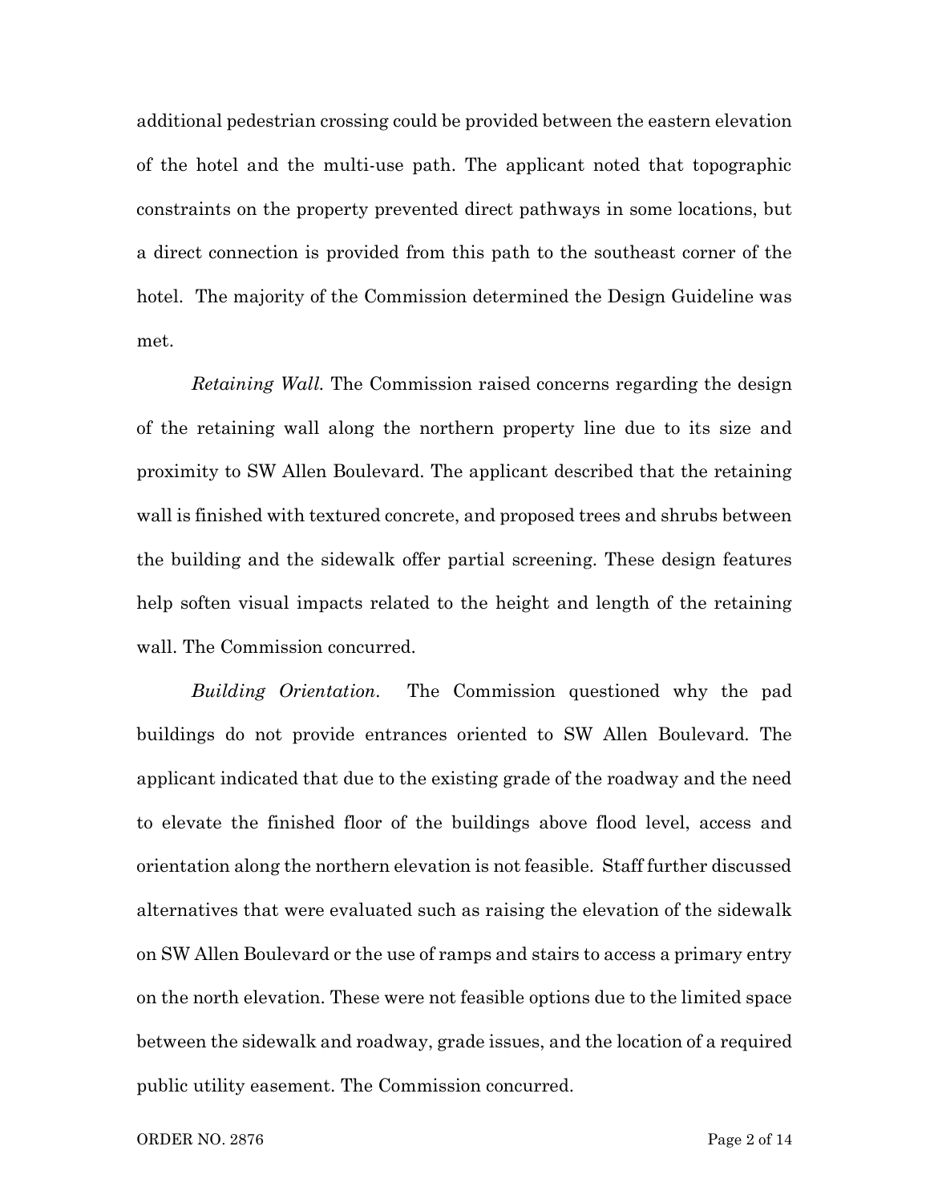additional pedestrian crossing could be provided between the eastern elevation of the hotel and the multi-use path. The applicant noted that topographic constraints on the property prevented direct pathways in some locations, but a direct connection is provided from this path to the southeast corner of the hotel. The majority of the Commission determined the Design Guideline was met.

*Retaining Wall.* The Commission raised concerns regarding the design of the retaining wall along the northern property line due to its size and proximity to SW Allen Boulevard. The applicant described that the retaining wall is finished with textured concrete, and proposed trees and shrubs between the building and the sidewalk offer partial screening. These design features help soften visual impacts related to the height and length of the retaining wall. The Commission concurred.

*Building Orientation.* The Commission questioned why the pad buildings do not provide entrances oriented to SW Allen Boulevard. The applicant indicated that due to the existing grade of the roadway and the need to elevate the finished floor of the buildings above flood level, access and orientation along the northern elevation is not feasible. Staff further discussed alternatives that were evaluated such as raising the elevation of the sidewalk on SW Allen Boulevard or the use of ramps and stairs to access a primary entry on the north elevation. These were not feasible options due to the limited space between the sidewalk and roadway, grade issues, and the location of a required public utility easement. The Commission concurred.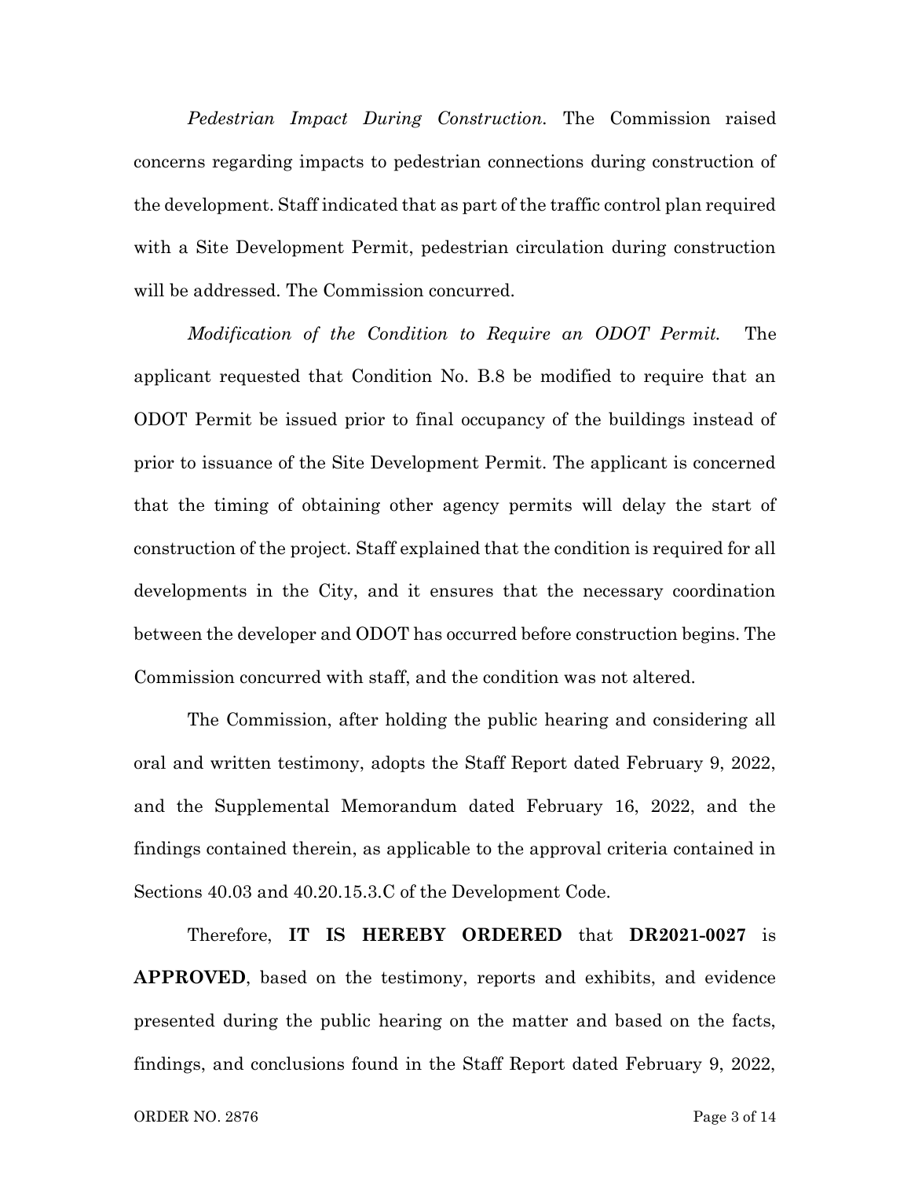*Pedestrian Impact During Construction.* The Commission raised concerns regarding impacts to pedestrian connections during construction of the development. Staff indicated that as part of the traffic control plan required with a Site Development Permit, pedestrian circulation during construction will be addressed. The Commission concurred.

*Modification of the Condition to Require an ODOT Permit.* The applicant requested that Condition No. B.8 be modified to require that an ODOT Permit be issued prior to final occupancy of the buildings instead of prior to issuance of the Site Development Permit. The applicant is concerned that the timing of obtaining other agency permits will delay the start of construction of the project. Staff explained that the condition is required for all developments in the City, and it ensures that the necessary coordination between the developer and ODOT has occurred before construction begins. The Commission concurred with staff, and the condition was not altered.

The Commission, after holding the public hearing and considering all oral and written testimony, adopts the Staff Report dated February 9, 2022, and the Supplemental Memorandum dated February 16, 2022, and the findings contained therein, as applicable to the approval criteria contained in Sections 40.03 and 40.20.15.3.C of the Development Code.

Therefore, **IT IS HEREBY ORDERED** that **DR2021-0027** is **APPROVED**, based on the testimony, reports and exhibits, and evidence presented during the public hearing on the matter and based on the facts, findings, and conclusions found in the Staff Report dated February 9, 2022,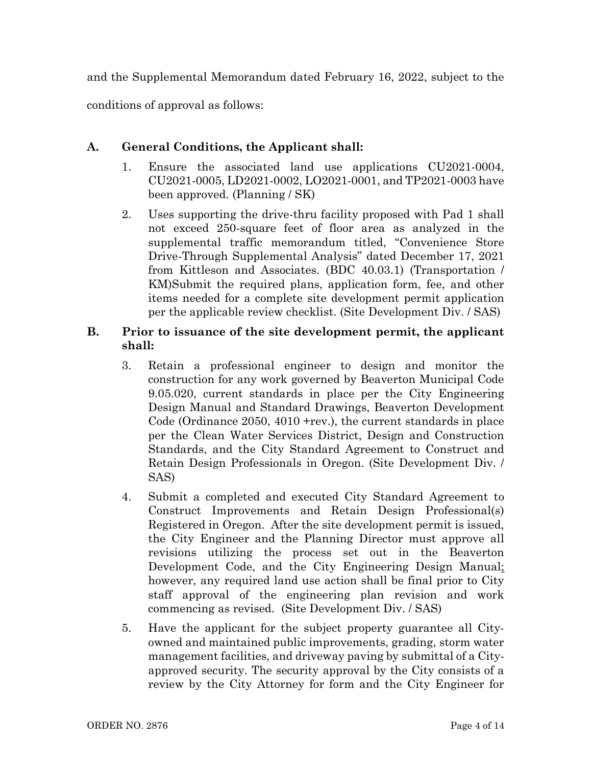and the Supplemental Memorandum dated February 16, 2022, subject to the conditions of approval as follows:

**A. General Conditions, the Applicant shall:**

1. Ensure the associated land use applications CU2021-0004, CU2021-0005, LD2021-0002, LO2021-0001, and TP2021-0003 have been approved. (Planning / SK)

2. Uses supporting the drive-thru facility proposed with Pad 1 shall not exceed 250-square feet of floor area as analyzed in the supplemental traffic memorandum titled, "Convenience Store Drive-Through Supplemental Analysis" dated December 17, 2021 from Kittleson and Associates. (BDC 40.03.1) (Transportation / KM)Submit the required plans, application form, fee, and other items needed for a complete site development permit application per the applicable review checklist. (Site Development Div. / SAS)

**B. Prior to issuance of the site development permit, the applicant shall:**

3. Retain a professional engineer to design and monitor the construction for any work governed by Beaverton Municipal Code 9.05.020, current standards in place per the City Engineering Design Manual and Standard Drawings, Beaverton Development Code (Ordinance 2050, 4010 +rev.), the current standards in place per the Clean Water Services District, Design and Construction Standards, and the City Standard Agreement to Construct and Retain Design Professionals in Oregon. (Site Development Div. / SAS)

4. Submit a completed and executed City Standard Agreement to Construct Improvements and Retain Design Professional(s) Registered in Oregon. After the site development permit is issued, the City Engineer and the Planning Director must approve all revisions utilizing the process set out in the Beaverton Development Code, and the City Engineering Design Manual; however, any required land use action shall be final prior to City staff approval of the engineering plan revision and work commencing as revised. (Site Development Div. / SAS)

5. Have the applicant for the subject property guarantee all City-owned and maintained public improvements, grading, storm water management facilities, and driveway paving by submittal of a City-approved security. The security approval by the City consists of a review by the City Attorney for form and the City Engineer for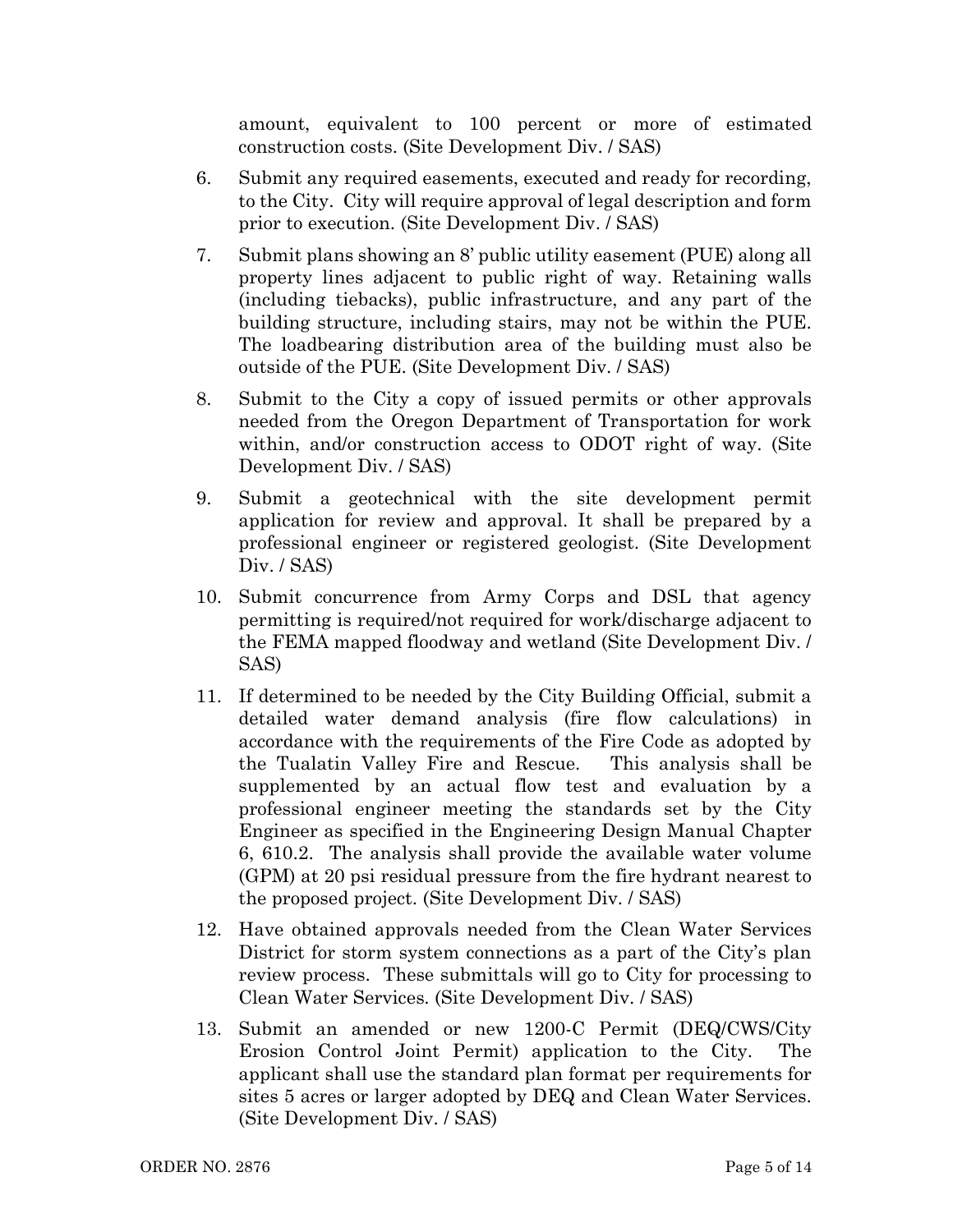amount, equivalent to 100 percent or more of estimated construction costs. (Site Development Div. / SAS)

6. Submit any required easements, executed and ready for recording, to the City. City will require approval of legal description and form prior to execution. (Site Development Div. / SAS)

7. Submit plans showing an 8' public utility easement (PUE) along all property lines adjacent to public right of way. Retaining walls (including tiebacks), public infrastructure, and any part of the building structure, including stairs, may not be within the PUE. The loadbearing distribution area of the building must also be outside of the PUE. (Site Development Div. / SAS)

8. Submit to the City a copy of issued permits or other approvals needed from the Oregon Department of Transportation for work within, and/or construction access to ODOT right of way. (Site Development Div. / SAS)

9. Submit a geotechnical with the site development permit application for review and approval. It shall be prepared by a professional engineer or registered geologist. (Site Development Div. / SAS)

10. Submit concurrence from Army Corps and DSL that agency permitting is required/not required for work/discharge adjacent to the FEMA mapped floodway and wetland (Site Development Div. / SAS)

11. If determined to be needed by the City Building Official, submit a detailed water demand analysis (fire flow calculations) in accordance with the requirements of the Fire Code as adopted by the Tualatin Valley Fire and Rescue. This analysis shall be supplemented by an actual flow test and evaluation by a professional engineer meeting the standards set by the City Engineer as specified in the Engineering Design Manual Chapter 6, 610.2. The analysis shall provide the available water volume (GPM) at 20 psi residual pressure from the fire hydrant nearest to the proposed project. (Site Development Div. / SAS)

12. Have obtained approvals needed from the Clean Water Services District for storm system connections as a part of the City's plan review process. These submittals will go to City for processing to Clean Water Services. (Site Development Div. / SAS)

13. Submit an amended or new 1200-C Permit (DEQ/CWS/City Erosion Control Joint Permit) application to the City. The applicant shall use the standard plan format per requirements for sites 5 acres or larger adopted by DEQ and Clean Water Services. (Site Development Div. / SAS)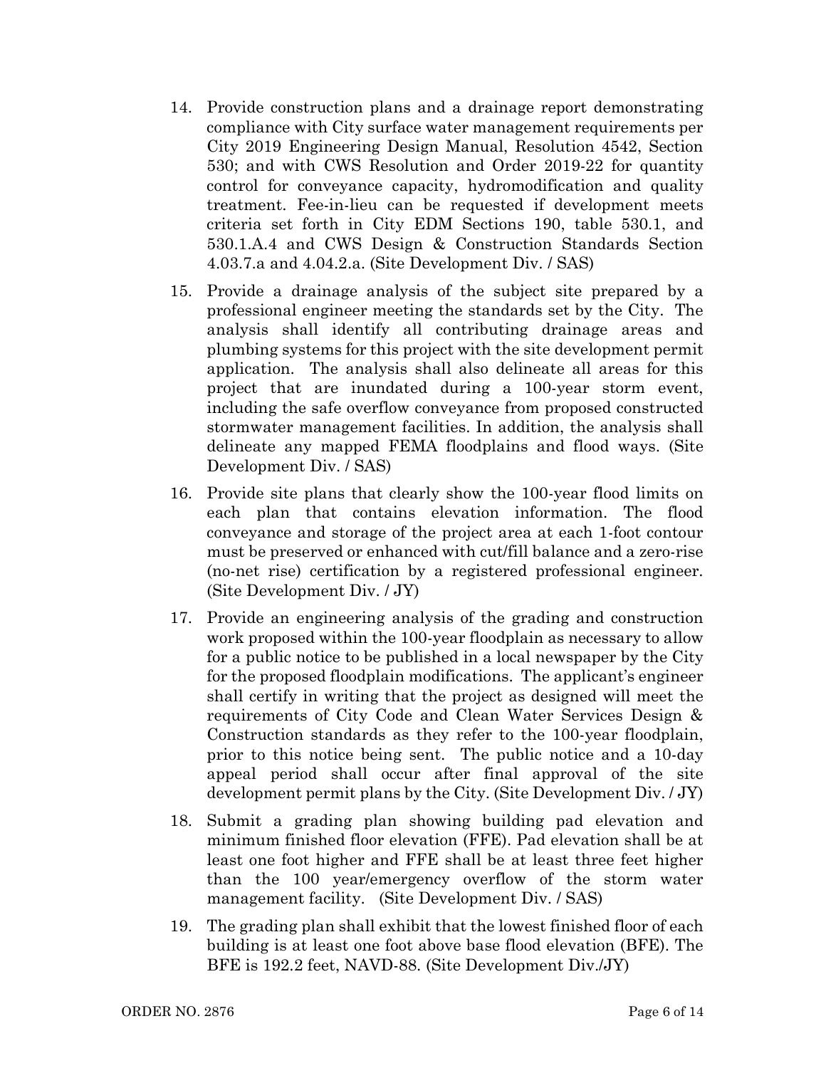14. Provide construction plans and a drainage report demonstrating compliance with City surface water management requirements per City 2019 Engineering Design Manual, Resolution 4542, Section 530; and with CWS Resolution and Order 2019-22 for quantity control for conveyance capacity, hydromodification and quality treatment. Fee-in-lieu can be requested if development meets criteria set forth in City EDM Sections 190, table 530.1, and 530.1.A.4 and CWS Design & Construction Standards Section 4.03.7.a and 4.04.2.a. (Site Development Div. / SAS)

15. Provide a drainage analysis of the subject site prepared by a professional engineer meeting the standards set by the City. The analysis shall identify all contributing drainage areas and plumbing systems for this project with the site development permit application. The analysis shall also delineate all areas for this project that are inundated during a 100-year storm event, including the safe overflow conveyance from proposed constructed stormwater management facilities. In addition, the analysis shall delineate any mapped FEMA floodplains and flood ways. (Site Development Div. / SAS)

16. Provide site plans that clearly show the 100-year flood limits on each plan that contains elevation information. The flood conveyance and storage of the project area at each 1-foot contour must be preserved or enhanced with cut/fill balance and a zero-rise (no-net rise) certification by a registered professional engineer. (Site Development Div. / JY)

17. Provide an engineering analysis of the grading and construction work proposed within the 100-year floodplain as necessary to allow for a public notice to be published in a local newspaper by the City for the proposed floodplain modifications. The applicant's engineer shall certify in writing that the project as designed will meet the requirements of City Code and Clean Water Services Design & Construction standards as they refer to the 100-year floodplain, prior to this notice being sent. The public notice and a 10-day appeal period shall occur after final approval of the site development permit plans by the City. (Site Development Div. / JY)

18. Submit a grading plan showing building pad elevation and minimum finished floor elevation (FFE). Pad elevation shall be at least one foot higher and FFE shall be at least three feet higher than the 100 year/emergency overflow of the storm water management facility. (Site Development Div. / SAS)

19. The grading plan shall exhibit that the lowest finished floor of each building is at least one foot above base flood elevation (BFE). The BFE is 192.2 feet, NAVD-88. (Site Development Div./JY)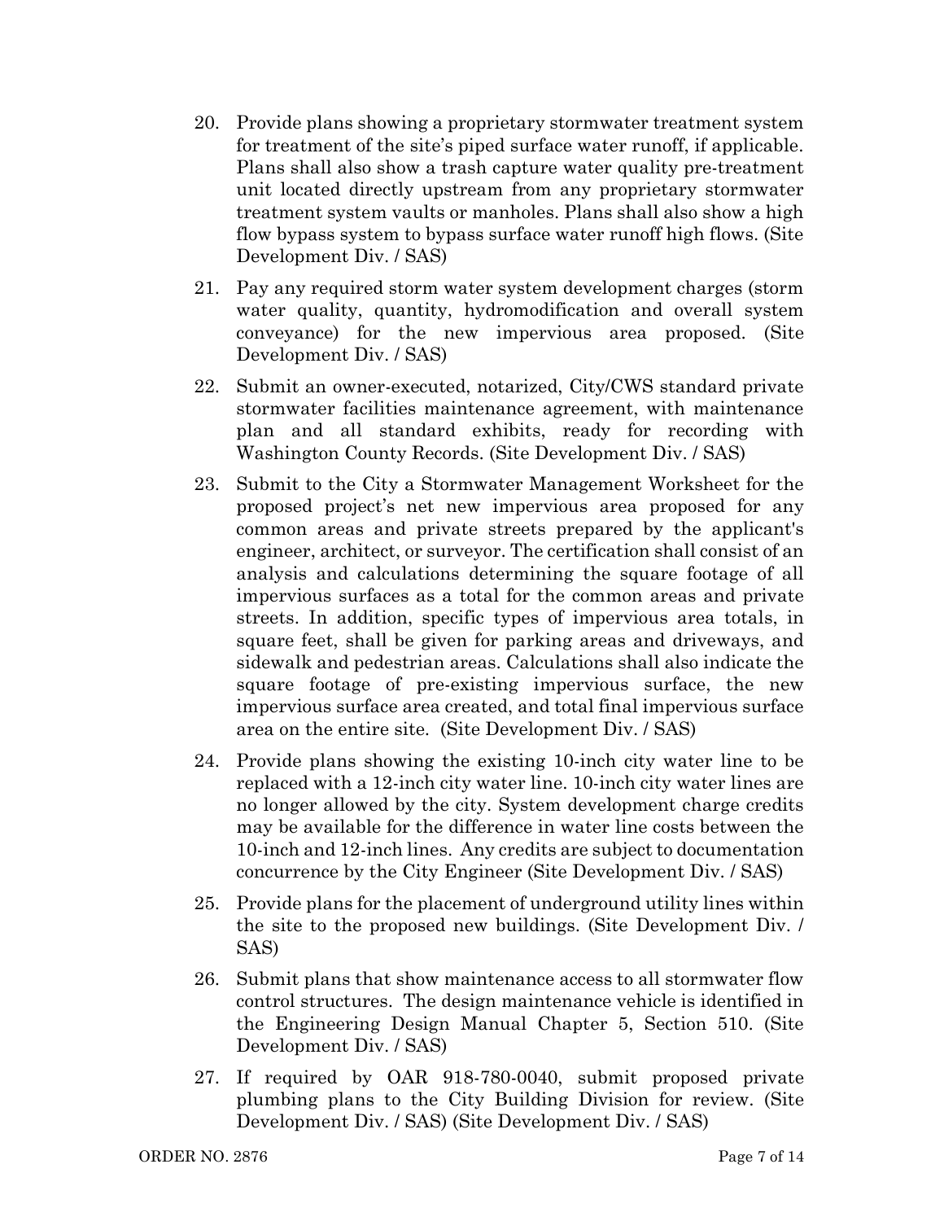20. Provide plans showing a proprietary stormwater treatment system for treatment of the site's piped surface water runoff, if applicable. Plans shall also show a trash capture water quality pre-treatment unit located directly upstream from any proprietary stormwater treatment system vaults or manholes. Plans shall also show a high flow bypass system to bypass surface water runoff high flows. (Site Development Div. / SAS)

21. Pay any required storm water system development charges (storm water quality, quantity, hydromodification and overall system conveyance) for the new impervious area proposed. (Site Development Div. / SAS)

22. Submit an owner-executed, notarized, City/CWS standard private stormwater facilities maintenance agreement, with maintenance plan and all standard exhibits, ready for recording with Washington County Records. (Site Development Div. / SAS)

23. Submit to the City a Stormwater Management Worksheet for the proposed project's net new impervious area proposed for any common areas and private streets prepared by the applicant's engineer, architect, or surveyor. The certification shall consist of an analysis and calculations determining the square footage of all impervious surfaces as a total for the common areas and private streets. In addition, specific types of impervious area totals, in square feet, shall be given for parking areas and driveways, and sidewalk and pedestrian areas. Calculations shall also indicate the square footage of pre-existing impervious surface, the new impervious surface area created, and total final impervious surface area on the entire site. (Site Development Div. / SAS)

24. Provide plans showing the existing 10-inch city water line to be replaced with a 12-inch city water line. 10-inch city water lines are no longer allowed by the city. System development charge credits may be available for the difference in water line costs between the 10-inch and 12-inch lines. Any credits are subject to documentation concurrence by the City Engineer (Site Development Div. / SAS)

25. Provide plans for the placement of underground utility lines within the site to the proposed new buildings. (Site Development Div. / SAS)

26. Submit plans that show maintenance access to all stormwater flow control structures. The design maintenance vehicle is identified in the Engineering Design Manual Chapter 5, Section 510. (Site Development Div. / SAS)

27. If required by OAR 918-780-0040, submit proposed private plumbing plans to the City Building Division for review. (Site Development Div. / SAS) (Site Development Div. / SAS)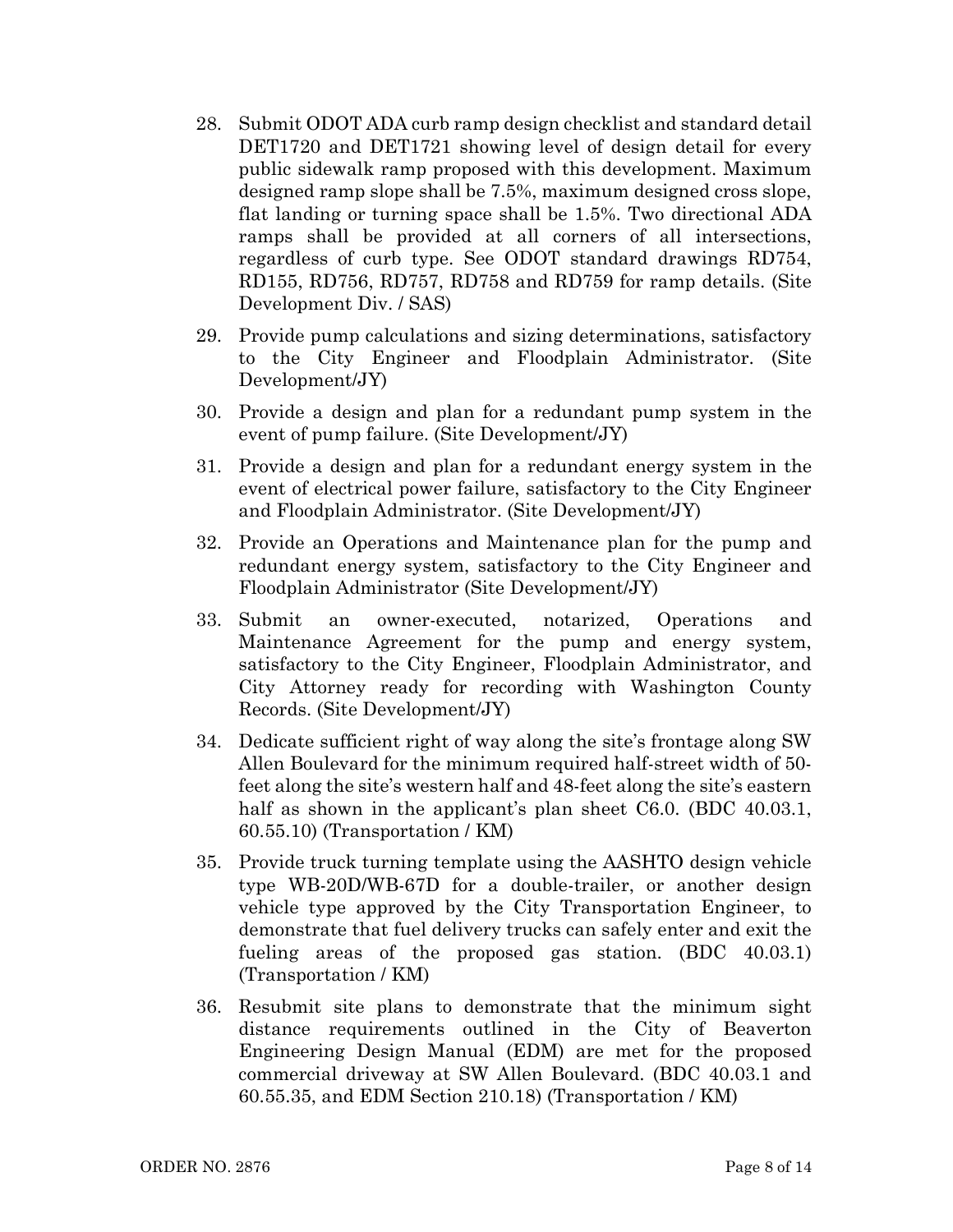28. Submit ODOT ADA curb ramp design checklist and standard detail DET1720 and DET1721 showing level of design detail for every public sidewalk ramp proposed with this development. Maximum designed ramp slope shall be 7.5%, maximum designed cross slope, flat landing or turning space shall be 1.5%. Two directional ADA ramps shall be provided at all corners of all intersections, regardless of curb type. See ODOT standard drawings RD754, RD155, RD756, RD757, RD758 and RD759 for ramp details. (Site Development Div. / SAS)

29. Provide pump calculations and sizing determinations, satisfactory to the City Engineer and Floodplain Administrator. (Site Development/JY)

30. Provide a design and plan for a redundant pump system in the event of pump failure. (Site Development/JY)

31. Provide a design and plan for a redundant energy system in the event of electrical power failure, satisfactory to the City Engineer and Floodplain Administrator. (Site Development/JY)

32. Provide an Operations and Maintenance plan for the pump and redundant energy system, satisfactory to the City Engineer and Floodplain Administrator (Site Development/JY)

33. Submit an owner-executed, notarized, Operations and Maintenance Agreement for the pump and energy system, satisfactory to the City Engineer, Floodplain Administrator, and City Attorney ready for recording with Washington County Records. (Site Development/JY)

34. Dedicate sufficient right of way along the site's frontage along SW Allen Boulevard for the minimum required half-street width of 50-feet along the site's western half and 48-feet along the site's eastern half as shown in the applicant's plan sheet C6.0. (BDC 40.03.1, 60.55.10) (Transportation / KM)

35. Provide truck turning template using the AASHTO design vehicle type WB-20D/WB-67D for a double-trailer, or another design vehicle type approved by the City Transportation Engineer, to demonstrate that fuel delivery trucks can safely enter and exit the fueling areas of the proposed gas station. (BDC 40.03.1) (Transportation / KM)

36. Resubmit site plans to demonstrate that the minimum sight distance requirements outlined in the City of Beaverton Engineering Design Manual (EDM) are met for the proposed commercial driveway at SW Allen Boulevard. (BDC 40.03.1 and 60.55.35, and EDM Section 210.18) (Transportation / KM)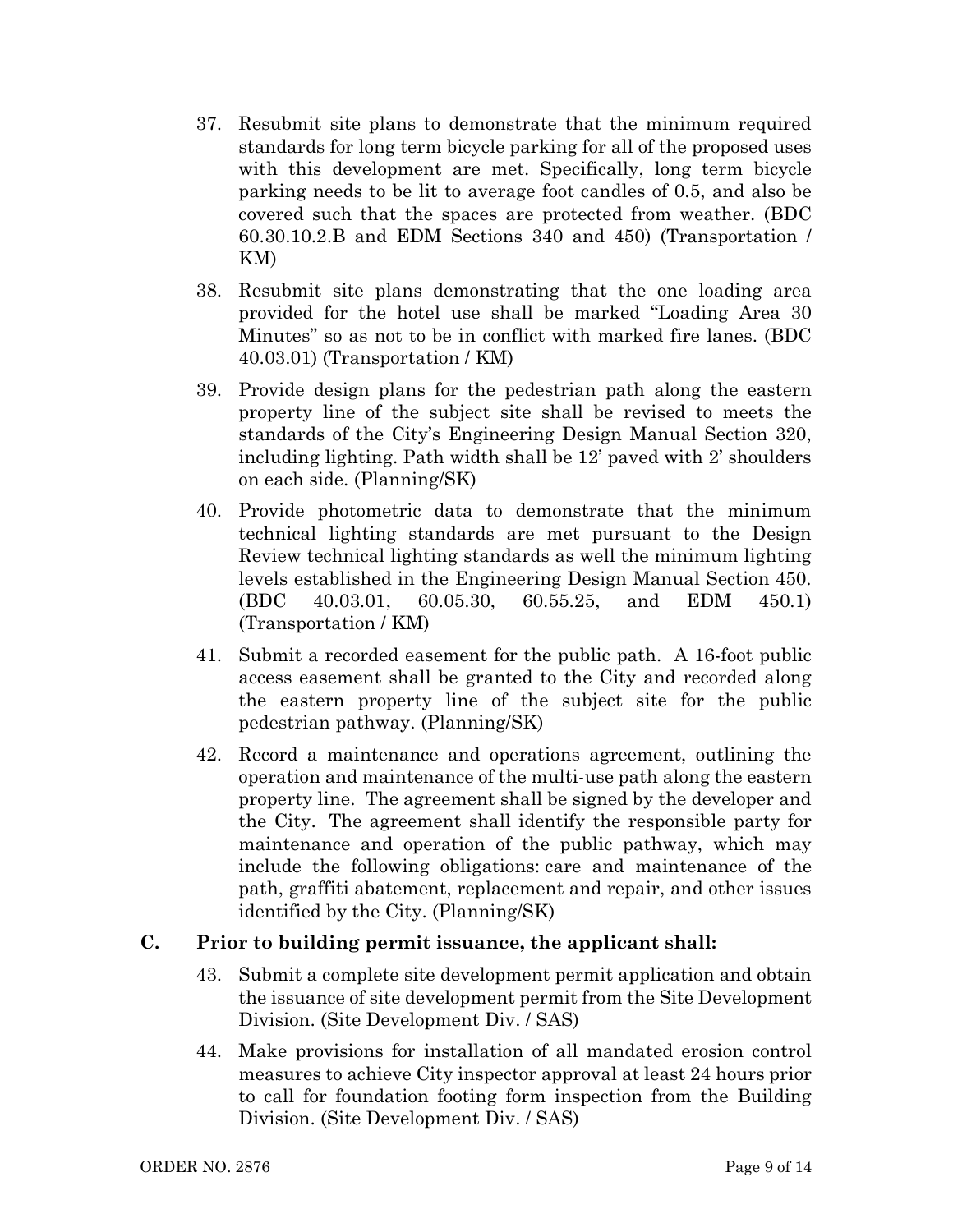37. Resubmit site plans to demonstrate that the minimum required standards for long term bicycle parking for all of the proposed uses with this development are met. Specifically, long term bicycle parking needs to be lit to average foot candles of 0.5, and also be covered such that the spaces are protected from weather. (BDC 60.30.10.2.B and EDM Sections 340 and 450) (Transportation / KM)

38. Resubmit site plans demonstrating that the one loading area provided for the hotel use shall be marked "Loading Area 30 Minutes" so as not to be in conflict with marked fire lanes. (BDC 40.03.01) (Transportation / KM)

39. Provide design plans for the pedestrian path along the eastern property line of the subject site shall be revised to meets the standards of the City's Engineering Design Manual Section 320, including lighting. Path width shall be 12' paved with 2' shoulders on each side. (Planning/SK)

40. Provide photometric data to demonstrate that the minimum technical lighting standards are met pursuant to the Design Review technical lighting standards as well the minimum lighting levels established in the Engineering Design Manual Section 450. (BDC 40.03.01, 60.05.30, 60.55.25, and EDM 450.1) (Transportation / KM)

41. Submit a recorded easement for the public path. A 16-foot public access easement shall be granted to the City and recorded along the eastern property line of the subject site for the public pedestrian pathway. (Planning/SK)

42. Record a maintenance and operations agreement, outlining the operation and maintenance of the multi-use path along the eastern property line. The agreement shall be signed by the developer and the City. The agreement shall identify the responsible party for maintenance and operation of the public pathway, which may include the following obligations: care and maintenance of the path, graffiti abatement, replacement and repair, and other issues identified by the City. (Planning/SK)

**C. Prior to building permit issuance, the applicant shall:**

43. Submit a complete site development permit application and obtain the issuance of site development permit from the Site Development Division. (Site Development Div. / SAS)

44. Make provisions for installation of all mandated erosion control measures to achieve City inspector approval at least 24 hours prior to call for foundation footing form inspection from the Building Division. (Site Development Div. / SAS)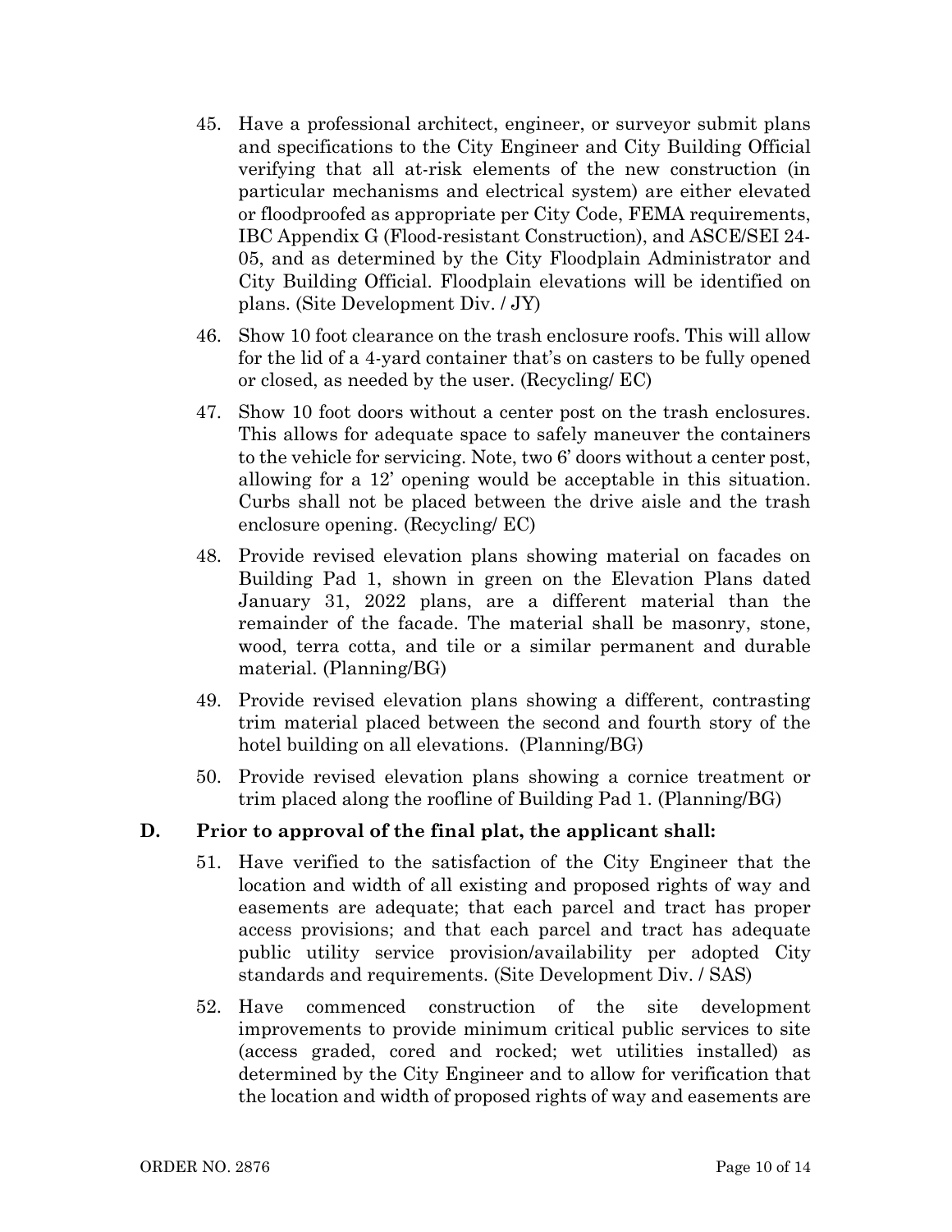45. Have a professional architect, engineer, or surveyor submit plans and specifications to the City Engineer and City Building Official verifying that all at-risk elements of the new construction (in particular mechanisms and electrical system) are either elevated or floodproofed as appropriate per City Code, FEMA requirements, IBC Appendix G (Flood-resistant Construction), and ASCE/SEI 24-05, and as determined by the City Floodplain Administrator and City Building Official. Floodplain elevations will be identified on plans. (Site Development Div. / JY)

46. Show 10 foot clearance on the trash enclosure roofs. This will allow for the lid of a 4-yard container that's on casters to be fully opened or closed, as needed by the user. (Recycling/ EC)

47. Show 10 foot doors without a center post on the trash enclosures. This allows for adequate space to safely maneuver the containers to the vehicle for servicing. Note, two 6' doors without a center post, allowing for a 12' opening would be acceptable in this situation. Curbs shall not be placed between the drive aisle and the trash enclosure opening. (Recycling/ EC)

48. Provide revised elevation plans showing material on facades on Building Pad 1, shown in green on the Elevation Plans dated January 31, 2022 plans, are a different material than the remainder of the facade. The material shall be masonry, stone, wood, terra cotta, and tile or a similar permanent and durable material. (Planning/BG)

49. Provide revised elevation plans showing a different, contrasting trim material placed between the second and fourth story of the hotel building on all elevations. (Planning/BG)

50. Provide revised elevation plans showing a cornice treatment or trim placed along the roofline of Building Pad 1. (Planning/BG)

## D. Prior to approval of the final plat, the applicant shall:

51. Have verified to the satisfaction of the City Engineer that the location and width of all existing and proposed rights of way and easements are adequate; that each parcel and tract has proper access provisions; and that each parcel and tract has adequate public utility service provision/availability per adopted City standards and requirements. (Site Development Div. / SAS)

52. Have commenced construction of the site development improvements to provide minimum critical public services to site (access graded, cored and rocked; wet utilities installed) as determined by the City Engineer and to allow for verification that the location and width of proposed rights of way and easements are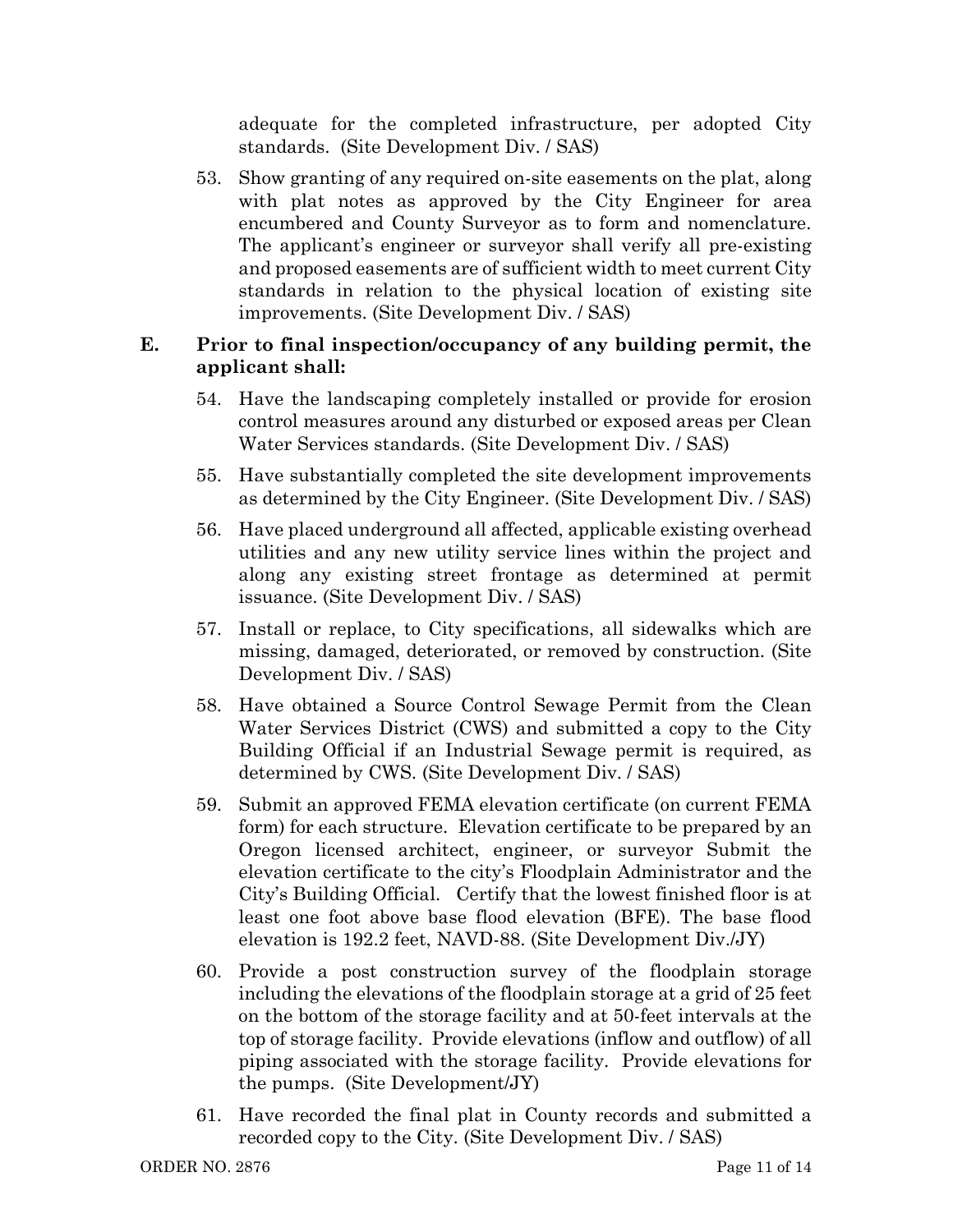adequate for the completed infrastructure, per adopted City standards. (Site Development Div. / SAS)

53. Show granting of any required on-site easements on the plat, along with plat notes as approved by the City Engineer for area encumbered and County Surveyor as to form and nomenclature. The applicant's engineer or surveyor shall verify all pre-existing and proposed easements are of sufficient width to meet current City standards in relation to the physical location of existing site improvements. (Site Development Div. / SAS)

**E. Prior to final inspection/occupancy of any building permit, the applicant shall:**

54. Have the landscaping completely installed or provide for erosion control measures around any disturbed or exposed areas per Clean Water Services standards. (Site Development Div. / SAS)

55. Have substantially completed the site development improvements as determined by the City Engineer. (Site Development Div. / SAS)

56. Have placed underground all affected, applicable existing overhead utilities and any new utility service lines within the project and along any existing street frontage as determined at permit issuance. (Site Development Div. / SAS)

57. Install or replace, to City specifications, all sidewalks which are missing, damaged, deteriorated, or removed by construction. (Site Development Div. / SAS)

58. Have obtained a Source Control Sewage Permit from the Clean Water Services District (CWS) and submitted a copy to the City Building Official if an Industrial Sewage permit is required, as determined by CWS. (Site Development Div. / SAS)

59. Submit an approved FEMA elevation certificate (on current FEMA form) for each structure. Elevation certificate to be prepared by an Oregon licensed architect, engineer, or surveyor Submit the elevation certificate to the city's Floodplain Administrator and the City's Building Official. Certify that the lowest finished floor is at least one foot above base flood elevation (BFE). The base flood elevation is 192.2 feet, NAVD-88. (Site Development Div./JY)

60. Provide a post construction survey of the floodplain storage including the elevations of the floodplain storage at a grid of 25 feet on the bottom of the storage facility and at 50-feet intervals at the top of storage facility. Provide elevations (inflow and outflow) of all piping associated with the storage facility. Provide elevations for the pumps. (Site Development/JY)

61. Have recorded the final plat in County records and submitted a recorded copy to the City. (Site Development Div. / SAS)

ORDER NO. 2876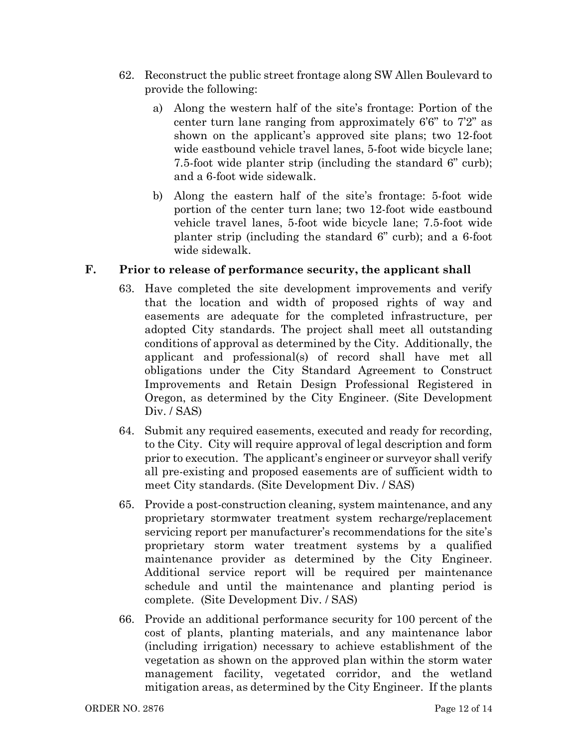62. Reconstruct the public street frontage along SW Allen Boulevard to provide the following:

    a) Along the western half of the site's frontage: Portion of the center turn lane ranging from approximately 6'6" to 7'2" as shown on the applicant's approved site plans; two 12-foot wide eastbound vehicle travel lanes, 5-foot wide bicycle lane; 7.5-foot wide planter strip (including the standard 6" curb); and a 6-foot wide sidewalk.

    b) Along the eastern half of the site's frontage: 5-foot wide portion of the center turn lane; two 12-foot wide eastbound vehicle travel lanes, 5-foot wide bicycle lane; 7.5-foot wide planter strip (including the standard 6" curb); and a 6-foot wide sidewalk.

## F. Prior to release of performance security, the applicant shall

63. Have completed the site development improvements and verify that the location and width of proposed rights of way and easements are adequate for the completed infrastructure, per adopted City standards. The project shall meet all outstanding conditions of approval as determined by the City. Additionally, the applicant and professional(s) of record shall have met all obligations under the City Standard Agreement to Construct Improvements and Retain Design Professional Registered in Oregon, as determined by the City Engineer. (Site Development Div. / SAS)

64. Submit any required easements, executed and ready for recording, to the City. City will require approval of legal description and form prior to execution. The applicant's engineer or surveyor shall verify all pre-existing and proposed easements are of sufficient width to meet City standards. (Site Development Div. / SAS)

65. Provide a post-construction cleaning, system maintenance, and any proprietary stormwater treatment system recharge/replacement servicing report per manufacturer's recommendations for the site's proprietary storm water treatment systems by a qualified maintenance provider as determined by the City Engineer. Additional service report will be required per maintenance schedule and until the maintenance and planting period is complete. (Site Development Div. / SAS)

66. Provide an additional performance security for 100 percent of the cost of plants, planting materials, and any maintenance labor (including irrigation) necessary to achieve establishment of the vegetation as shown on the approved plan within the storm water management facility, vegetated corridor, and the wetland mitigation areas, as determined by the City Engineer. If the plants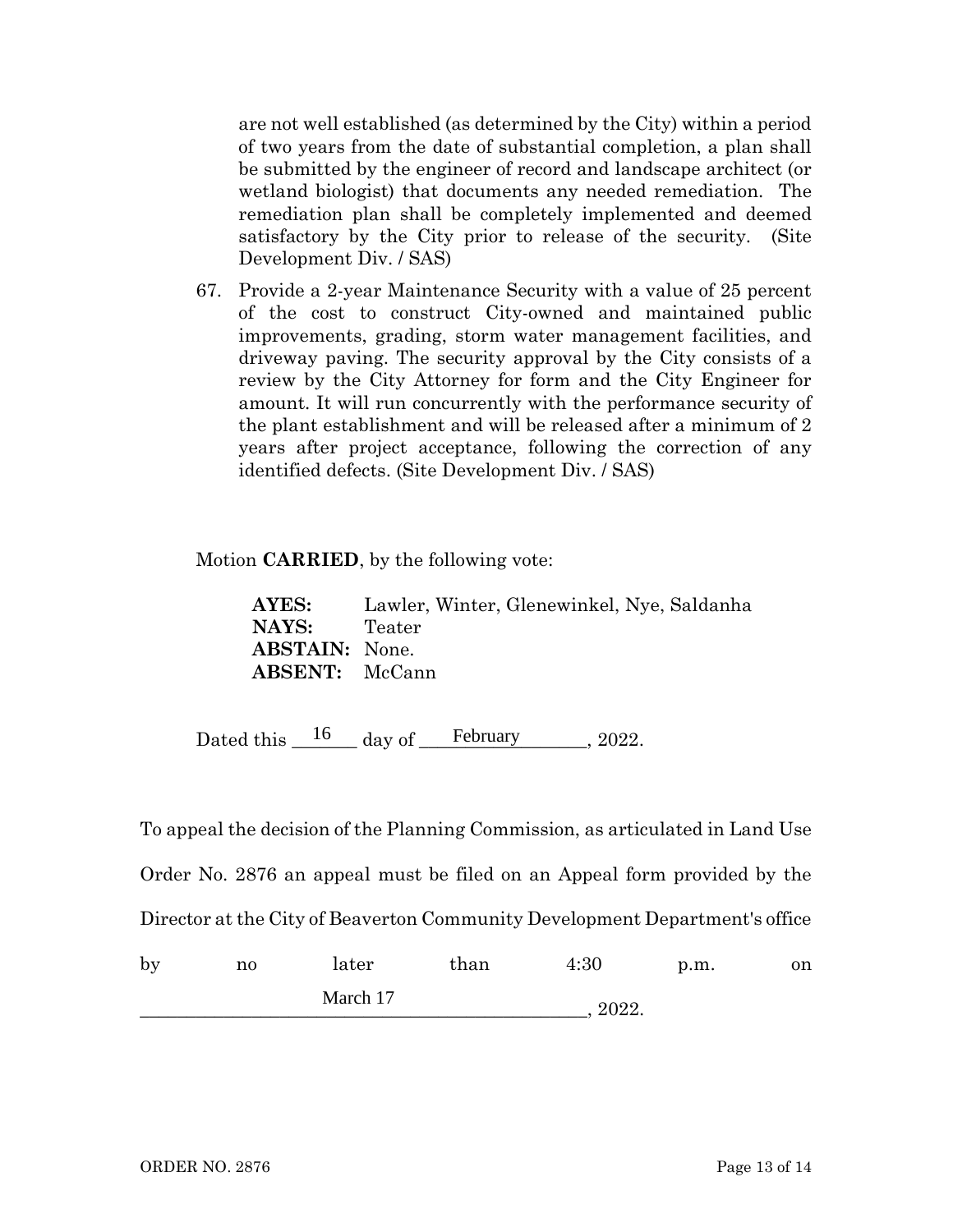are not well established (as determined by the City) within a period of two years from the date of substantial completion, a plan shall be submitted by the engineer of record and landscape architect (or wetland biologist) that documents any needed remediation. The remediation plan shall be completely implemented and deemed satisfactory by the City prior to release of the security. (Site Development Div. / SAS)

67. Provide a 2-year Maintenance Security with a value of 25 percent of the cost to construct City-owned and maintained public improvements, grading, storm water management facilities, and driveway paving. The security approval by the City consists of a review by the City Attorney for form and the City Engineer for amount. It will run concurrently with the performance security of the plant establishment and will be released after a minimum of 2 years after project acceptance, following the correction of any identified defects. (Site Development Div. / SAS)

Motion **CARRIED**, by the following vote:

**AYES:** Lawler, Winter, Glenewinkel, Nye, Saldanha
**NAYS:** Teater
**ABSTAIN:** None.
**ABSENT:** McCann

Dated this 16 day of February, 2022.

To appeal the decision of the Planning Commission, as articulated in Land Use Order No. 2876 an appeal must be filed on an Appeal form provided by the Director at the City of Beaverton Community Development Department's office by no later than 4:30 p.m. on March 17, 2022.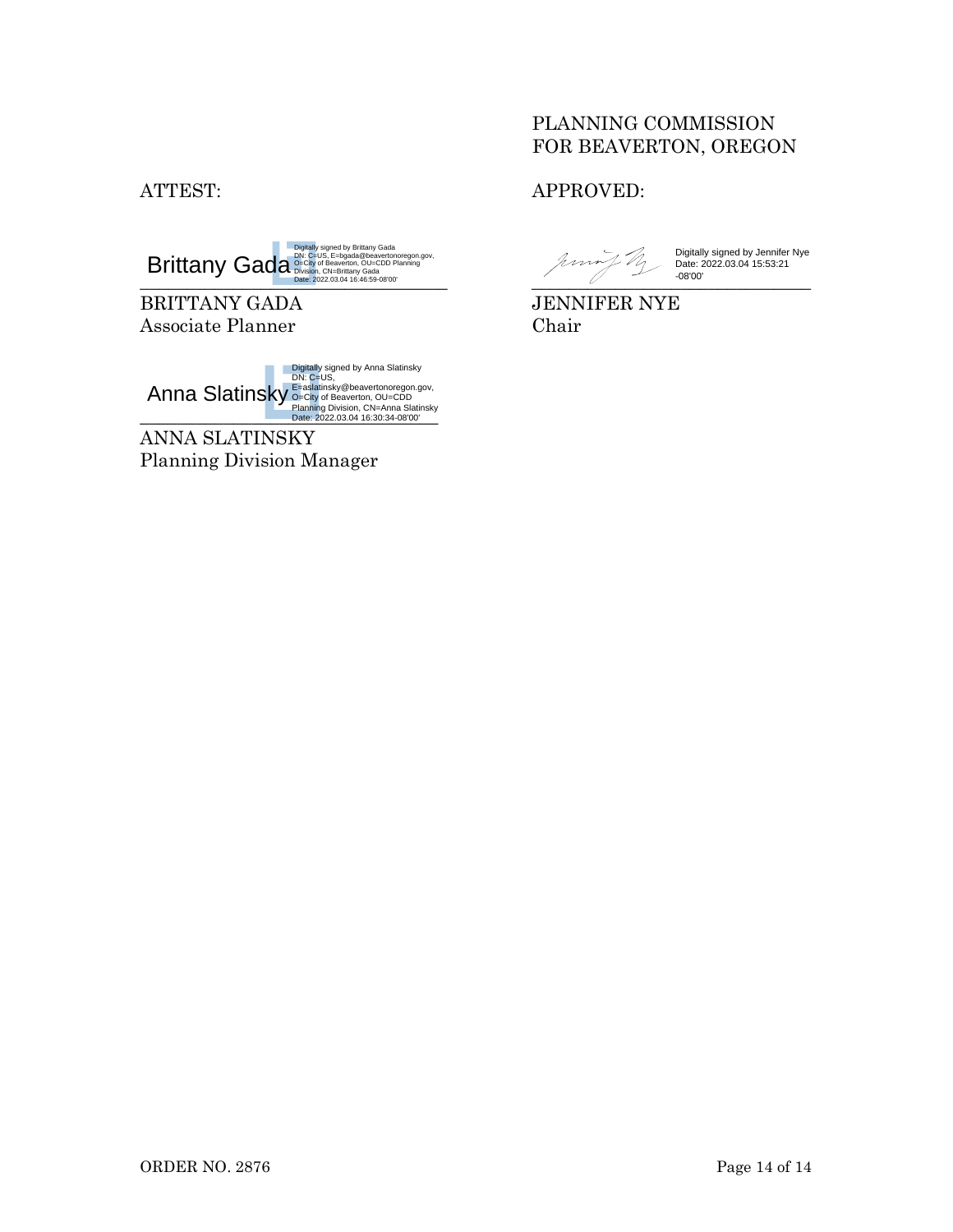PLANNING COMMISSION
FOR BEAVERTON, OREGON

ATTEST:

Brittany Gada
Digitally signed by Brittany Gada
DN: C=US, E=bgada@beavertonoregon.gov, O=City of Beaverton, OU=CDD Planning Division, CN=Brittany Gada
Date: 2022.03.04 16:46:59-08'00'

BRITTANY GADA
Associate Planner

Anna Slatinsky
Digitally signed by Anna Slatinsky
DN: C=US, E=aslatinsky@beavertonoregon.gov, O=City of Beaverton, OU=CDD Planning Division, CN=Anna Slatinsky
Date: 2022.03.04 16:30:34-08'00'

ANNA SLATINSKY
Planning Division Manager

APPROVED:

Digitally signed by Jennifer Nye
Date: 2022.03.04 15:53:21 -08'00'

JENNIFER NYE
Chair

ORDER NO. 2876